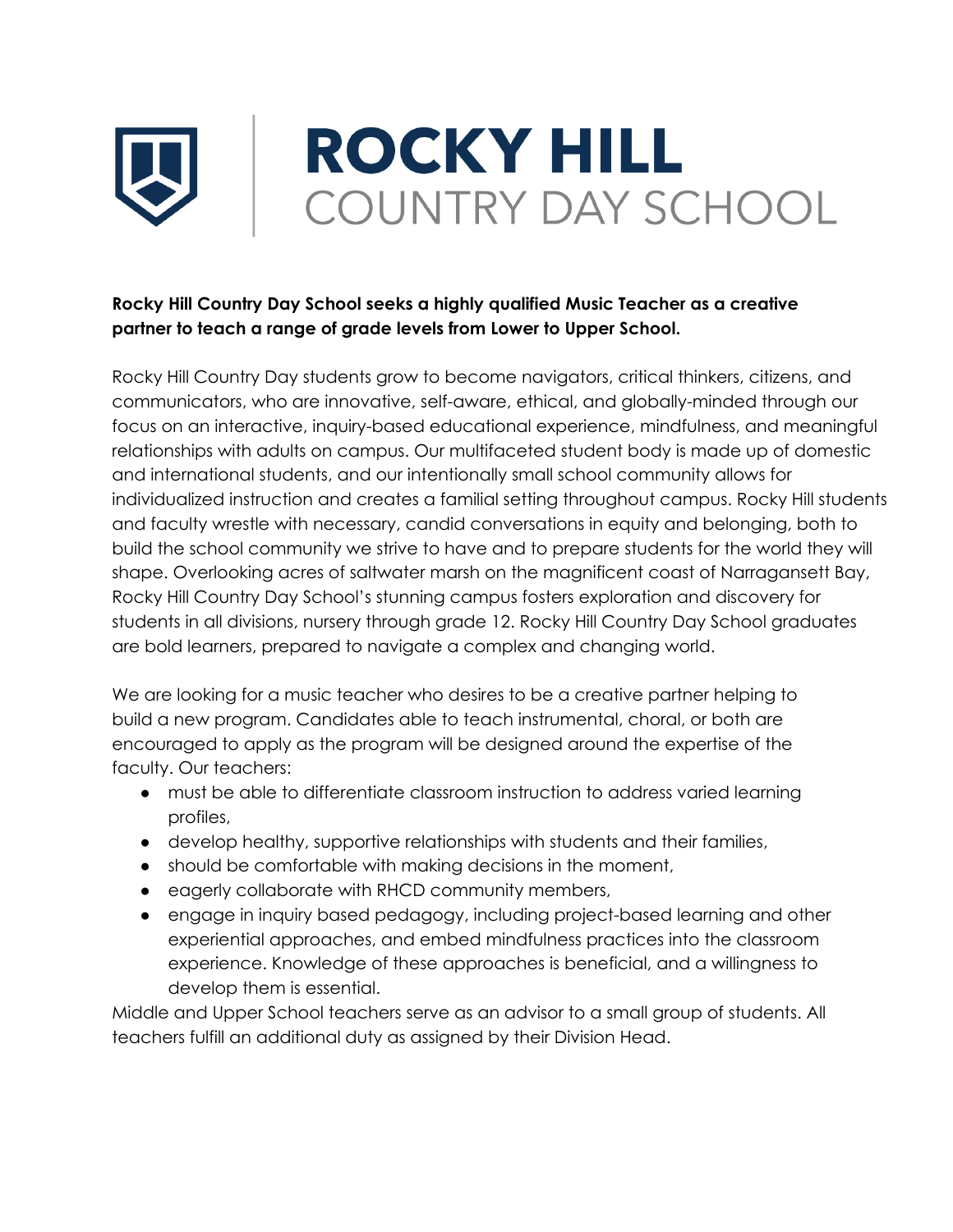# ROCKY HILL COUNTRY DAY SCHOOL

**Rocky Hill Country Day School seeks a highly qualified Music Teacher as a creative partner to teach a range of grade levels from Lower to Upper School.**

Rocky Hill Country Day students grow to become navigators, critical thinkers, citizens, and communicators, who are innovative, self-aware, ethical, and globally-minded through our focus on an interactive, inquiry-based educational experience, mindfulness, and meaningful relationships with adults on campus. Our multifaceted student body is made up of domestic and international students, and our intentionally small school community allows for individualized instruction and creates a familial setting throughout campus. Rocky Hill students and faculty wrestle with necessary, candid conversations in equity and belonging, both to build the school community we strive to have and to prepare students for the world they will shape. Overlooking acres of saltwater marsh on the magnificent coast of Narragansett Bay, Rocky Hill Country Day School's stunning campus fosters exploration and discovery for students in all divisions, nursery through grade 12. Rocky Hill Country Day School graduates are bold learners, prepared to navigate a complex and changing world.

We are looking for a music teacher who desires to be a creative partner helping to build a new program. Candidates able to teach instrumental, choral, or both are encouraged to apply as the program will be designed around the expertise of the faculty. Our teachers:

- must be able to differentiate classroom instruction to address varied learning profiles,
- develop healthy, supportive relationships with students and their families,
- should be comfortable with making decisions in the moment,
- eagerly collaborate with RHCD community members,
- engage in inquiry based pedagogy, including project-based learning and other experiential approaches, and embed mindfulness practices into the classroom experience. Knowledge of these approaches is beneficial, and a willingness to develop them is essential.

Middle and Upper School teachers serve as an advisor to a small group of students. All teachers fulfill an additional duty as assigned by their Division Head.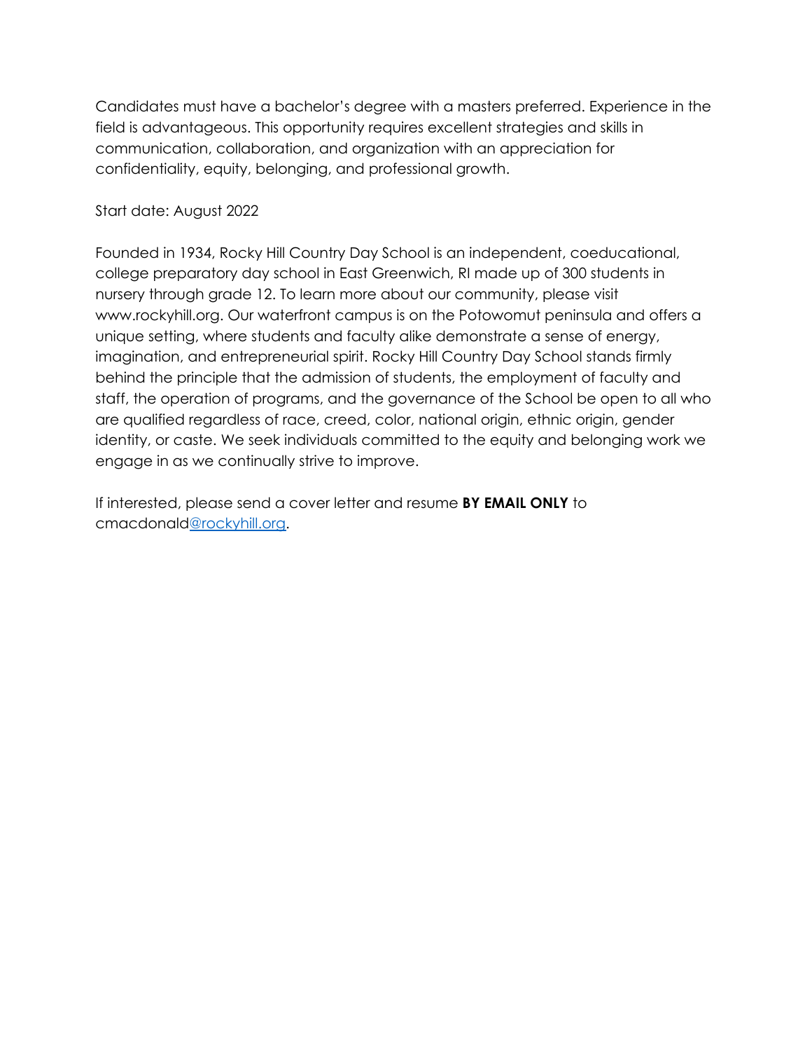Candidates must have a bachelor's degree with a masters preferred. Experience in the field is advantageous. This opportunity requires excellent strategies and skills in communication, collaboration, and organization with an appreciation for confidentiality, equity, belonging, and professional growth.

Start date: August 2022

Founded in 1934, Rocky Hill Country Day School is an independent, coeducational, college preparatory day school in East Greenwich, RI made up of 300 students in nursery through grade 12. To learn more about our community, please visit www.rockyhill.org. Our waterfront campus is on the Potowomut peninsula and offers a unique setting, where students and faculty alike demonstrate a sense of energy, imagination, and entrepreneurial spirit. Rocky Hill Country Day School stands firmly behind the principle that the admission of students, the employment of faculty and staff, the operation of programs, and the governance of the School be open to all who are qualified regardless of race, creed, color, national origin, ethnic origin, gender identity, or caste. We seek individuals committed to the equity and belonging work we engage in as we continually strive to improve.

If interested, please send a cover letter and resume **BY EMAIL ONLY** to cmacdonald@rockyhill.org.